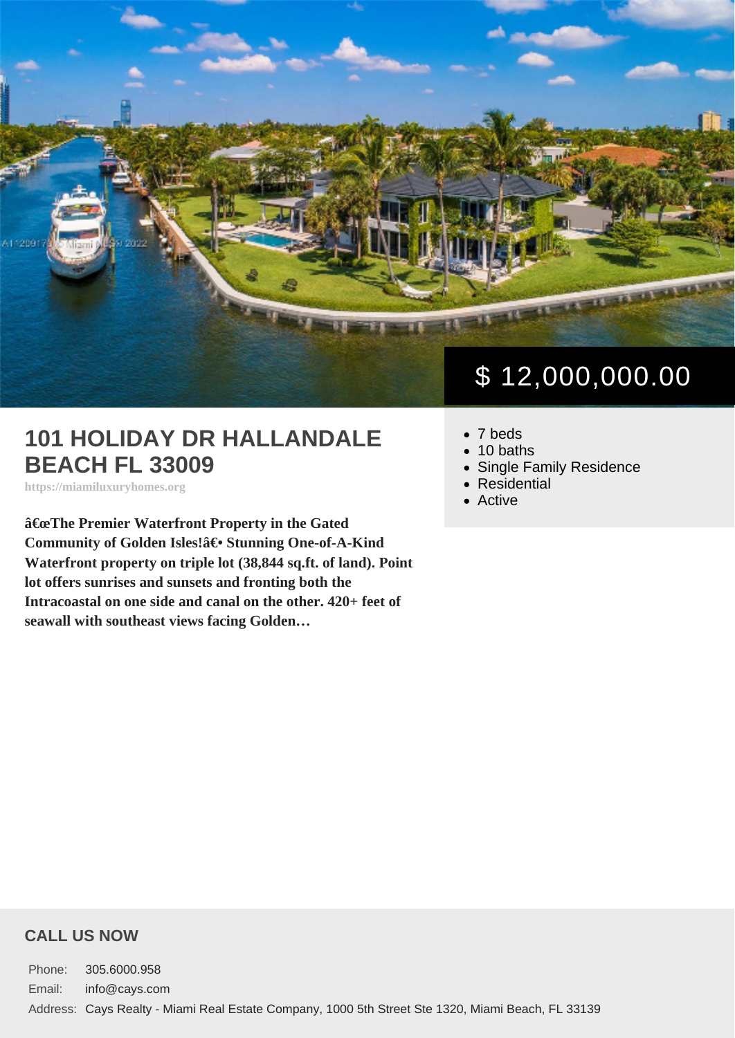$ 12,000,000.00

# 101 HOLIDAY DR HALLANDALE BEACH FL 33009

https://miamiluxuryhomes.org

**â€œThe Premier Waterfront Property in the Gated Community of Golden Isles!â€• Stunning One-of-A-Kind Waterfront property on triple lot (38,844 sq.ft. of land). Point lot offers sunrises and sunsets and fronting both the Intracoastal on one side and canal on the other. 420+ feet of seawall with southeast views facing Golden…**

- 7 beds
- 10 baths
- Single Family Residence
- Residential
- Active

## CALL US NOW

| | |
|---|---|
| Phone: | 305.6000.958 |
| Email: | info@cays.com |
| Address: | Cays Realty - Miami Real Estate Company, 1000 5th Street Ste 1320, Miami Beach, FL 33139 |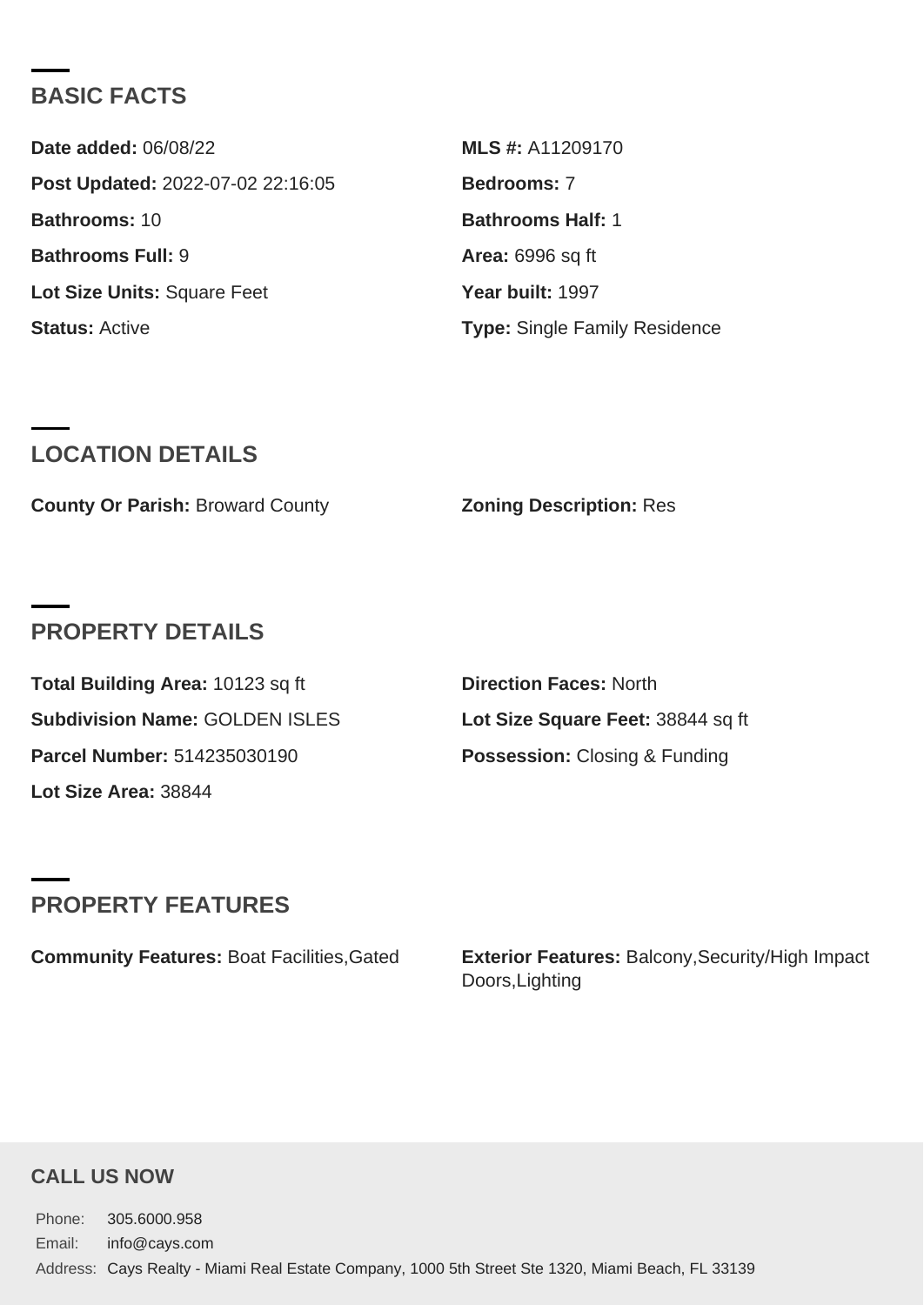## BASIC FACTS

**Date added:** 06/08/22

**MLS #:** A11209170

**Post Updated:** 2022-07-02 22:16:05

**Bedrooms:** 7

**Bathrooms:** 10

**Bathrooms Half:** 1

**Bathrooms Full:** 9

**Area:** 6996 sq ft

**Lot Size Units:** Square Feet

**Year built:** 1997

**Status:** Active

**Type:** Single Family Residence

## LOCATION DETAILS

**County Or Parish:** Broward County

**Zoning Description:** Res

## PROPERTY DETAILS

**Total Building Area:** 10123 sq ft

**Direction Faces:** North

**Subdivision Name:** GOLDEN ISLES

**Lot Size Square Feet:** 38844 sq ft

**Parcel Number:** 514235030190

**Possession:** Closing & Funding

**Lot Size Area:** 38844

## PROPERTY FEATURES

**Community Features:** Boat Facilities,Gated

**Exterior Features:** Balcony,Security/High Impact Doors,Lighting

### CALL US NOW

Phone: 305.6000.958

Email: info@cays.com

Address: Cays Realty - Miami Real Estate Company, 1000 5th Street Ste 1320, Miami Beach, FL 33139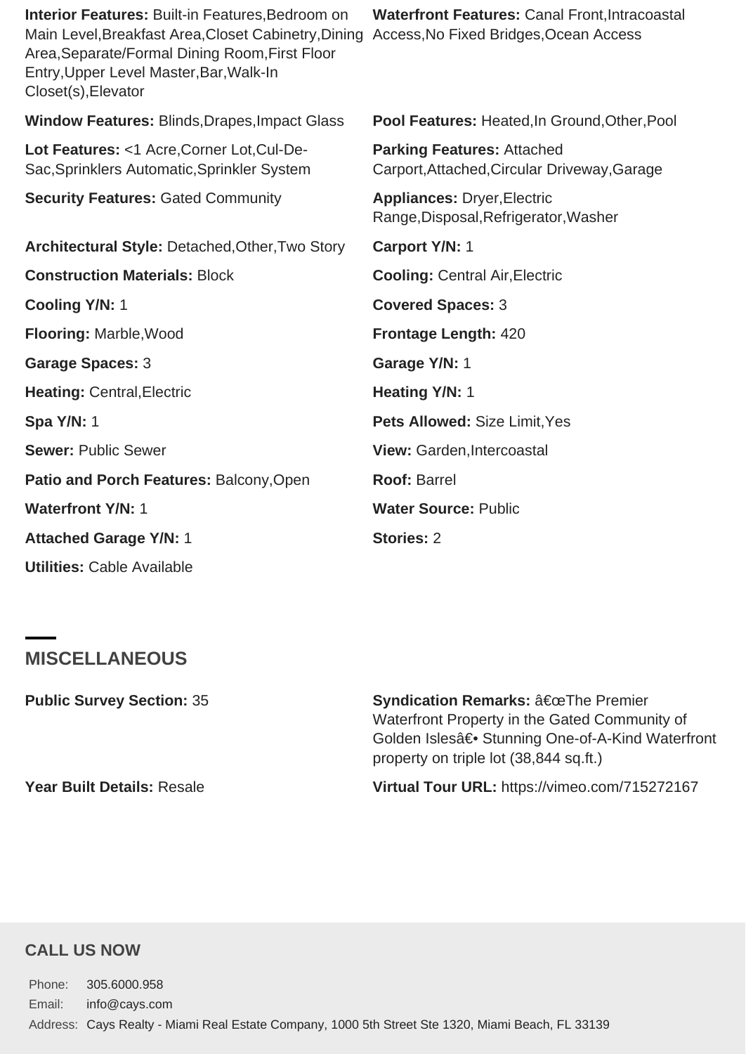**Interior Features:** Built-in Features,Bedroom on Main Level,Breakfast Area,Closet Cabinetry,Dining Area,Separate/Formal Dining Room,First Floor Entry,Upper Level Master,Bar,Walk-In Closet(s),Elevator

**Waterfront Features:** Canal Front,Intracoastal Access,No Fixed Bridges,Ocean Access

**Window Features:** Blinds,Drapes,Impact Glass

**Pool Features:** Heated,In Ground,Other,Pool

**Lot Features:** <1 Acre,Corner Lot,Cul-De-Sac,Sprinklers Automatic,Sprinkler System

**Parking Features:** Attached Carport,Attached,Circular Driveway,Garage

**Security Features:** Gated Community

**Appliances:** Dryer,Electric Range,Disposal,Refrigerator,Washer

**Architectural Style:** Detached,Other,Two Story

**Carport Y/N:** 1

**Construction Materials:** Block

**Cooling:** Central Air,Electric

**Cooling Y/N:** 1

**Covered Spaces:** 3

**Flooring:** Marble,Wood

**Frontage Length:** 420

**Garage Spaces:** 3

**Garage Y/N:** 1

**Heating:** Central,Electric

**Heating Y/N:** 1

**Spa Y/N:** 1

**Pets Allowed:** Size Limit,Yes

**Sewer:** Public Sewer

**View:** Garden,Intercoastal

**Patio and Porch Features:** Balcony,Open

**Roof:** Barrel

**Waterfront Y/N:** 1

**Water Source:** Public

**Attached Garage Y/N:** 1

**Stories:** 2

**Utilities:** Cable Available

## MISCELLANEOUS

**Public Survey Section:** 35

**Syndication Remarks:** â€œThe Premier Waterfront Property in the Gated Community of Golden Islesâ€• Stunning One-of-A-Kind Waterfront property on triple lot (38,844 sq.ft.)

**Year Built Details:** Resale

**Virtual Tour URL:** https://vimeo.com/715272167

### CALL US NOW

Phone: 305.6000.958

Email: info@cays.com

Address: Cays Realty - Miami Real Estate Company, 1000 5th Street Ste 1320, Miami Beach, FL 33139